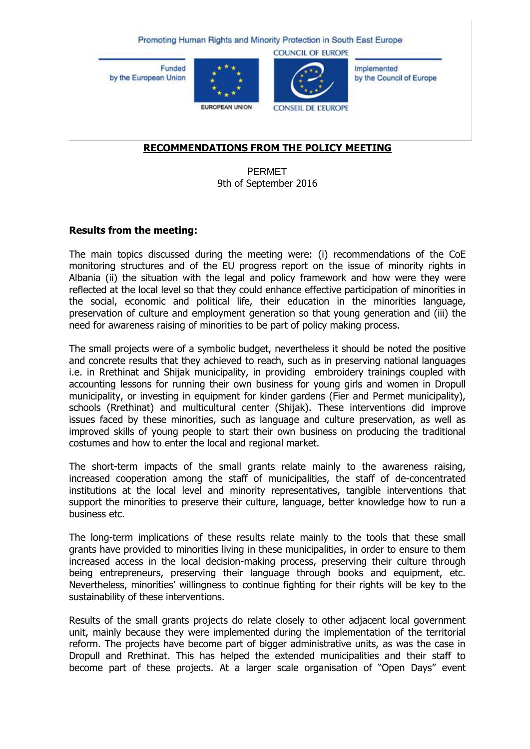Promoting Human Rights and Minority Protection in South East Europe

Funded by the European Union — Implemented by the Council of Europe

# RECOMMENDATIONS FROM THE POLICY MEETING

PERMET
9th of September 2016

**Results from the meeting:**

The main topics discussed during the meeting were: (i) recommendations of the CoE monitoring structures and of the EU progress report on the issue of minority rights in Albania (ii) the situation with the legal and policy framework and how were they were reflected at the local level so that they could enhance effective participation of minorities in the social, economic and political life, their education in the minorities language, preservation of culture and employment generation so that young generation and (iii) the need for awareness raising of minorities to be part of policy making process.

The small projects were of a symbolic budget, nevertheless it should be noted the positive and concrete results that they achieved to reach, such as in preserving national languages i.e. in Rrethinat and Shijak municipality, in providing embroidery trainings coupled with accounting lessons for running their own business for young girls and women in Dropull municipality, or investing in equipment for kinder gardens (Fier and Permet municipality), schools (Rrethinat) and multicultural center (Shijak). These interventions did improve issues faced by these minorities, such as language and culture preservation, as well as improved skills of young people to start their own business on producing the traditional costumes and how to enter the local and regional market.

The short-term impacts of the small grants relate mainly to the awareness raising, increased cooperation among the staff of municipalities, the staff of de-concentrated institutions at the local level and minority representatives, tangible interventions that support the minorities to preserve their culture, language, better knowledge how to run a business etc.

The long-term implications of these results relate mainly to the tools that these small grants have provided to minorities living in these municipalities, in order to ensure to them increased access in the local decision-making process, preserving their culture through being entrepreneurs, preserving their language through books and equipment, etc. Nevertheless, minorities' willingness to continue fighting for their rights will be key to the sustainability of these interventions.

Results of the small grants projects do relate closely to other adjacent local government unit, mainly because they were implemented during the implementation of the territorial reform. The projects have become part of bigger administrative units, as was the case in Dropull and Rrethinat. This has helped the extended municipalities and their staff to become part of these projects. At a larger scale organisation of "Open Days" event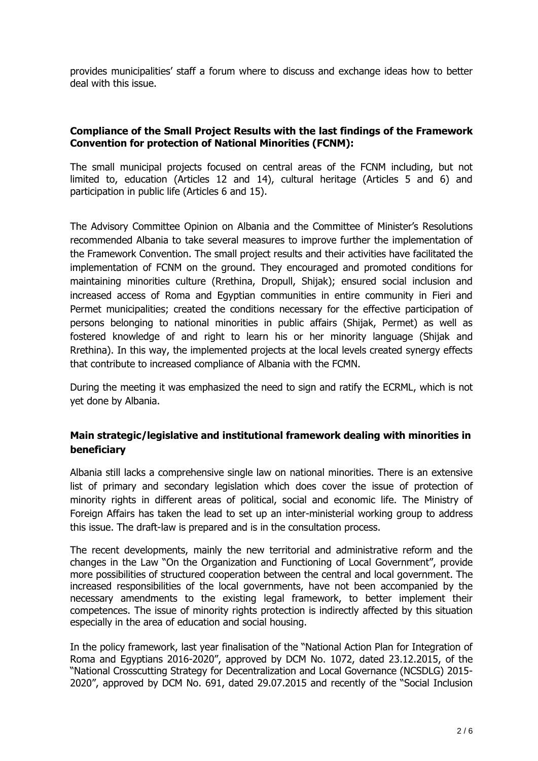provides municipalities' staff a forum where to discuss and exchange ideas how to better deal with this issue.

## Compliance of the Small Project Results with the last findings of the Framework Convention for protection of National Minorities (FCNM):

The small municipal projects focused on central areas of the FCNM including, but not limited to, education (Articles 12 and 14), cultural heritage (Articles 5 and 6) and participation in public life (Articles 6 and 15).

The Advisory Committee Opinion on Albania and the Committee of Minister's Resolutions recommended Albania to take several measures to improve further the implementation of the Framework Convention. The small project results and their activities have facilitated the implementation of FCNM on the ground. They encouraged and promoted conditions for maintaining minorities culture (Rrethina, Dropull, Shijak); ensured social inclusion and increased access of Roma and Egyptian communities in entire community in Fieri and Permet municipalities; created the conditions necessary for the effective participation of persons belonging to national minorities in public affairs (Shijak, Permet) as well as fostered knowledge of and right to learn his or her minority language (Shijak and Rrethina). In this way, the implemented projects at the local levels created synergy effects that contribute to increased compliance of Albania with the FCMN.

During the meeting it was emphasized the need to sign and ratify the ECRML, which is not yet done by Albania.

## Main strategic/legislative and institutional framework dealing with minorities in beneficiary

Albania still lacks a comprehensive single law on national minorities. There is an extensive list of primary and secondary legislation which does cover the issue of protection of minority rights in different areas of political, social and economic life. The Ministry of Foreign Affairs has taken the lead to set up an inter-ministerial working group to address this issue. The draft-law is prepared and is in the consultation process.

The recent developments, mainly the new territorial and administrative reform and the changes in the Law "On the Organization and Functioning of Local Government", provide more possibilities of structured cooperation between the central and local government. The increased responsibilities of the local governments, have not been accompanied by the necessary amendments to the existing legal framework, to better implement their competences. The issue of minority rights protection is indirectly affected by this situation especially in the area of education and social housing.

In the policy framework, last year finalisation of the "National Action Plan for Integration of Roma and Egyptians 2016-2020", approved by DCM No. 1072, dated 23.12.2015, of the "National Crosscutting Strategy for Decentralization and Local Governance (NCSDLG) 2015-2020", approved by DCM No. 691, dated 29.07.2015 and recently of the "Social Inclusion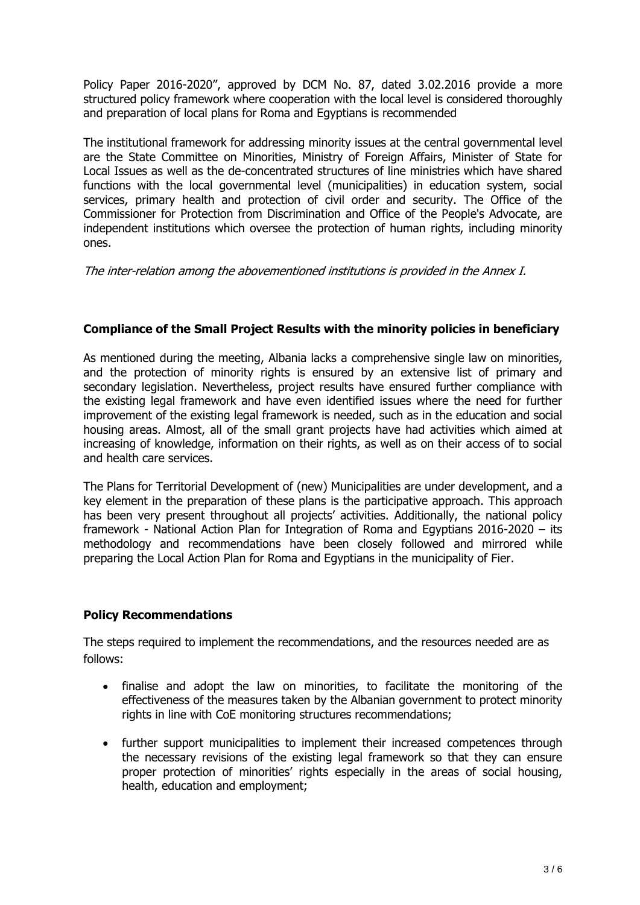Policy Paper 2016-2020", approved by DCM No. 87, dated 3.02.2016 provide a more structured policy framework where cooperation with the local level is considered thoroughly and preparation of local plans for Roma and Egyptians is recommended

The institutional framework for addressing minority issues at the central governmental level are the State Committee on Minorities, Ministry of Foreign Affairs, Minister of State for Local Issues as well as the de-concentrated structures of line ministries which have shared functions with the local governmental level (municipalities) in education system, social services, primary health and protection of civil order and security. The Office of the Commissioner for Protection from Discrimination and Office of the People's Advocate, are independent institutions which oversee the protection of human rights, including minority ones.

*The inter-relation among the abovementioned institutions is provided in the Annex I.*

**Compliance of the Small Project Results with the minority policies in beneficiary**

As mentioned during the meeting, Albania lacks a comprehensive single law on minorities, and the protection of minority rights is ensured by an extensive list of primary and secondary legislation. Nevertheless, project results have ensured further compliance with the existing legal framework and have even identified issues where the need for further improvement of the existing legal framework is needed, such as in the education and social housing areas. Almost, all of the small grant projects have had activities which aimed at increasing of knowledge, information on their rights, as well as on their access of to social and health care services.

The Plans for Territorial Development of (new) Municipalities are under development, and a key element in the preparation of these plans is the participative approach. This approach has been very present throughout all projects' activities. Additionally, the national policy framework - National Action Plan for Integration of Roma and Egyptians 2016-2020 – its methodology and recommendations have been closely followed and mirrored while preparing the Local Action Plan for Roma and Egyptians in the municipality of Fier.

**Policy Recommendations**

The steps required to implement the recommendations, and the resources needed are as follows:

- finalise and adopt the law on minorities, to facilitate the monitoring of the effectiveness of the measures taken by the Albanian government to protect minority rights in line with CoE monitoring structures recommendations;
- further support municipalities to implement their increased competences through the necessary revisions of the existing legal framework so that they can ensure proper protection of minorities' rights especially in the areas of social housing, health, education and employment;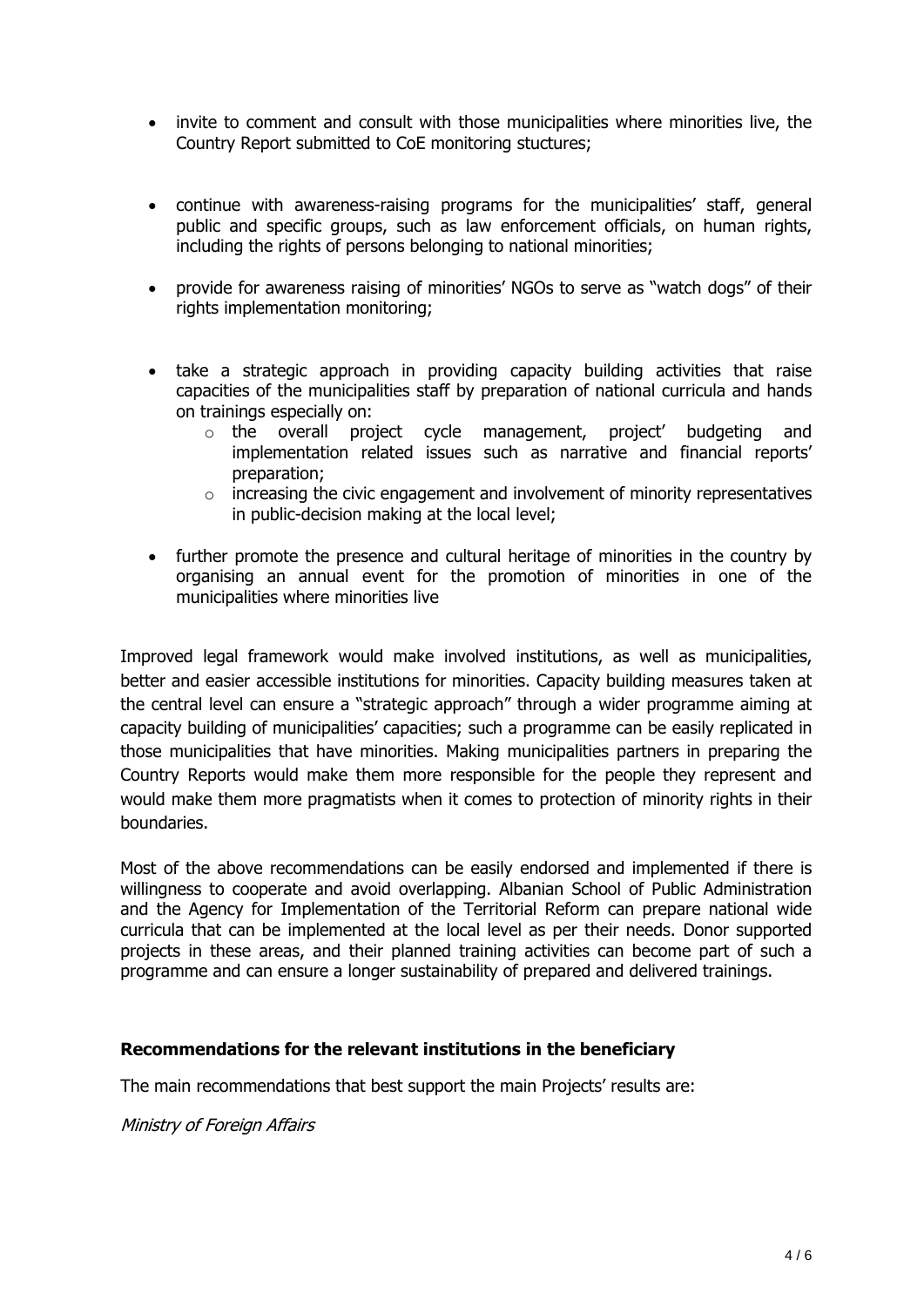- invite to comment and consult with those municipalities where minorities live, the Country Report submitted to CoE monitoring stuctures;

- continue with awareness-raising programs for the municipalities' staff, general public and specific groups, such as law enforcement officials, on human rights, including the rights of persons belonging to national minorities;

- provide for awareness raising of minorities' NGOs to serve as "watch dogs" of their rights implementation monitoring;

- take a strategic approach in providing capacity building activities that raise capacities of the municipalities staff by preparation of national curricula and hands on trainings especially on:
  - the overall project cycle management, project' budgeting and implementation related issues such as narrative and financial reports' preparation;
  - increasing the civic engagement and involvement of minority representatives in public-decision making at the local level;

- further promote the presence and cultural heritage of minorities in the country by organising an annual event for the promotion of minorities in one of the municipalities where minorities live

Improved legal framework would make involved institutions, as well as municipalities, better and easier accessible institutions for minorities. Capacity building measures taken at the central level can ensure a "strategic approach" through a wider programme aiming at capacity building of municipalities' capacities; such a programme can be easily replicated in those municipalities that have minorities. Making municipalities partners in preparing the Country Reports would make them more responsible for the people they represent and would make them more pragmatists when it comes to protection of minority rights in their boundaries.

Most of the above recommendations can be easily endorsed and implemented if there is willingness to cooperate and avoid overlapping. Albanian School of Public Administration and the Agency for Implementation of the Territorial Reform can prepare national wide curricula that can be implemented at the local level as per their needs. Donor supported projects in these areas, and their planned training activities can become part of such a programme and can ensure a longer sustainability of prepared and delivered trainings.

### Recommendations for the relevant institutions in the beneficiary

The main recommendations that best support the main Projects' results are:

*Ministry of Foreign Affairs*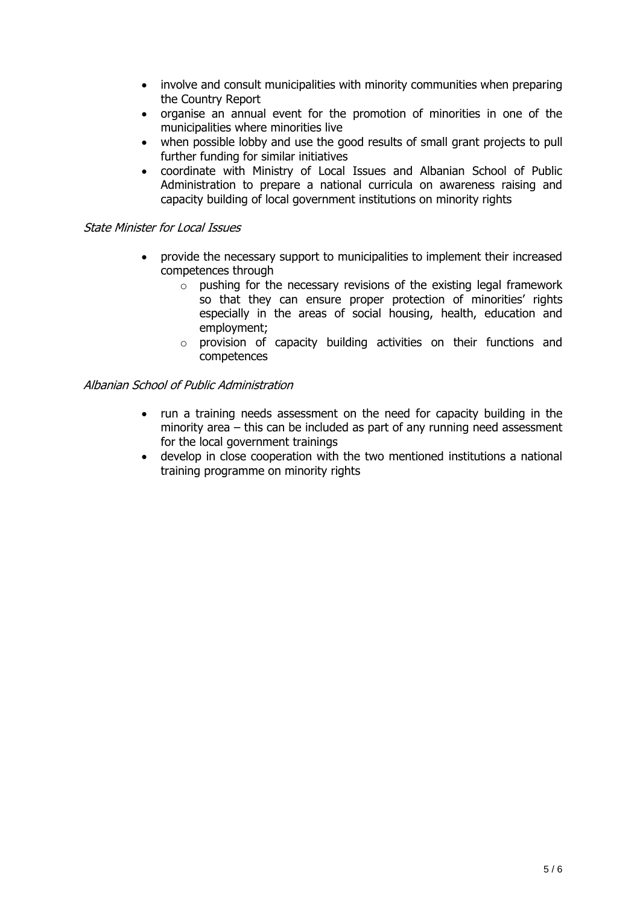- involve and consult municipalities with minority communities when preparing the Country Report
- organise an annual event for the promotion of minorities in one of the municipalities where minorities live
- when possible lobby and use the good results of small grant projects to pull further funding for similar initiatives
- coordinate with Ministry of Local Issues and Albanian School of Public Administration to prepare a national curricula on awareness raising and capacity building of local government institutions on minority rights

*State Minister for Local Issues*

- provide the necessary support to municipalities to implement their increased competences through
  - pushing for the necessary revisions of the existing legal framework so that they can ensure proper protection of minorities' rights especially in the areas of social housing, health, education and employment;
  - provision of capacity building activities on their functions and competences

*Albanian School of Public Administration*

- run a training needs assessment on the need for capacity building in the minority area – this can be included as part of any running need assessment for the local government trainings
- develop in close cooperation with the two mentioned institutions a national training programme on minority rights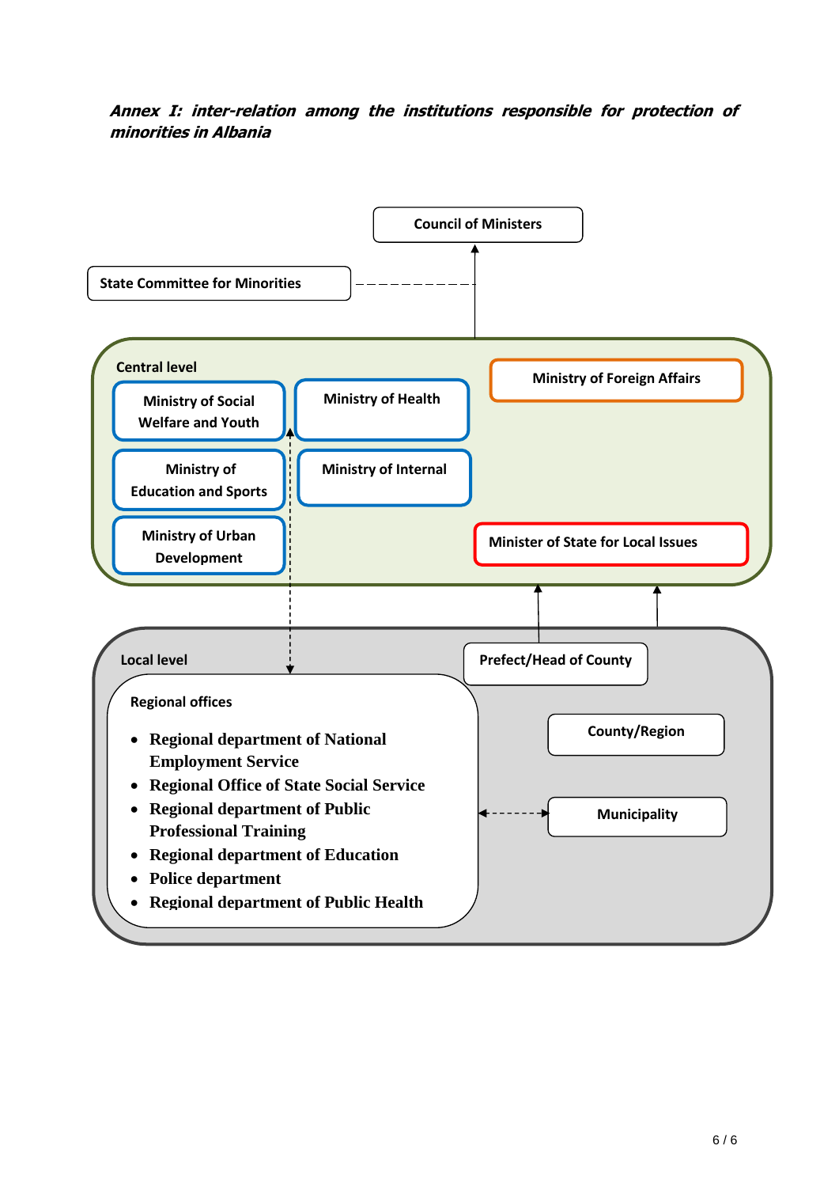***Annex I: inter-relation among the institutions responsible for protection of minorities in Albania***

Council of Ministers

State Committee for Minorities

Central level

Ministry of Social Welfare and Youth

Ministry of Health

Ministry of Foreign Affairs

Ministry of Education and Sports

Ministry of Internal

Ministry of Urban Development

Minister of State for Local Issues

Local level

Prefect/Head of County

Regional offices

- Regional department of National Employment Service
- Regional Office of State Social Service
- Regional department of Public Professional Training
- Regional department of Education
- Police department
- Regional department of Public Health

County/Region

Municipality